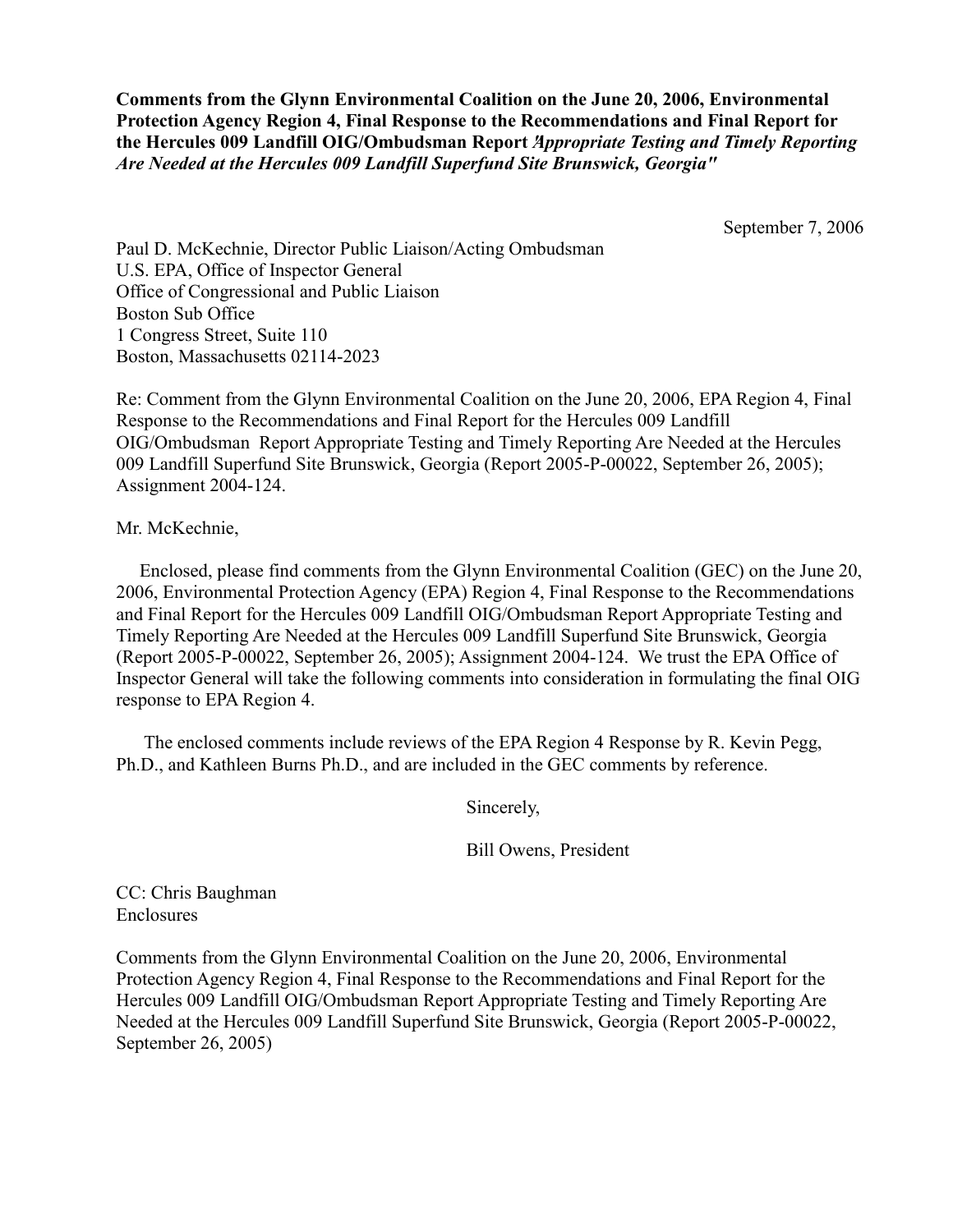**Comments from the Glynn Environmental Coalition on the June 20, 2006, Environmental Protection Agency Region 4, Final Response to the Recommendations and Final Report for the Hercules 009 Landfill OIG/Ombudsman Report "*Appropriate Testing and Timely Reporting Are Needed at the Hercules 009 Landfill Superfund Site Brunswick, Georgia"***

September 7, 2006

Paul D. McKechnie, Director Public Liaison/Acting Ombudsman  
U.S. EPA, Office of Inspector General  
Office of Congressional and Public Liaison  
Boston Sub Office  
1 Congress Street, Suite 110  
Boston, Massachusetts 02114-2023

Re: Comment from the Glynn Environmental Coalition on the June 20, 2006, EPA Region 4, Final Response to the Recommendations and Final Report for the Hercules 009 Landfill OIG/Ombudsman Report Appropriate Testing and Timely Reporting Are Needed at the Hercules 009 Landfill Superfund Site Brunswick, Georgia (Report 2005-P-00022, September 26, 2005); Assignment 2004-124.

Mr. McKechnie,

Enclosed, please find comments from the Glynn Environmental Coalition (GEC) on the June 20, 2006, Environmental Protection Agency (EPA) Region 4, Final Response to the Recommendations and Final Report for the Hercules 009 Landfill OIG/Ombudsman Report Appropriate Testing and Timely Reporting Are Needed at the Hercules 009 Landfill Superfund Site Brunswick, Georgia (Report 2005-P-00022, September 26, 2005); Assignment 2004-124. We trust the EPA Office of Inspector General will take the following comments into consideration in formulating the final OIG response to EPA Region 4.

The enclosed comments include reviews of the EPA Region 4 Response by R. Kevin Pegg, Ph.D., and Kathleen Burns Ph.D., and are included in the GEC comments by reference.

Sincerely,

Bill Owens, President

CC: Chris Baughman  
Enclosures

Comments from the Glynn Environmental Coalition on the June 20, 2006, Environmental Protection Agency Region 4, Final Response to the Recommendations and Final Report for the Hercules 009 Landfill OIG/Ombudsman Report Appropriate Testing and Timely Reporting Are Needed at the Hercules 009 Landfill Superfund Site Brunswick, Georgia (Report 2005-P-00022, September 26, 2005)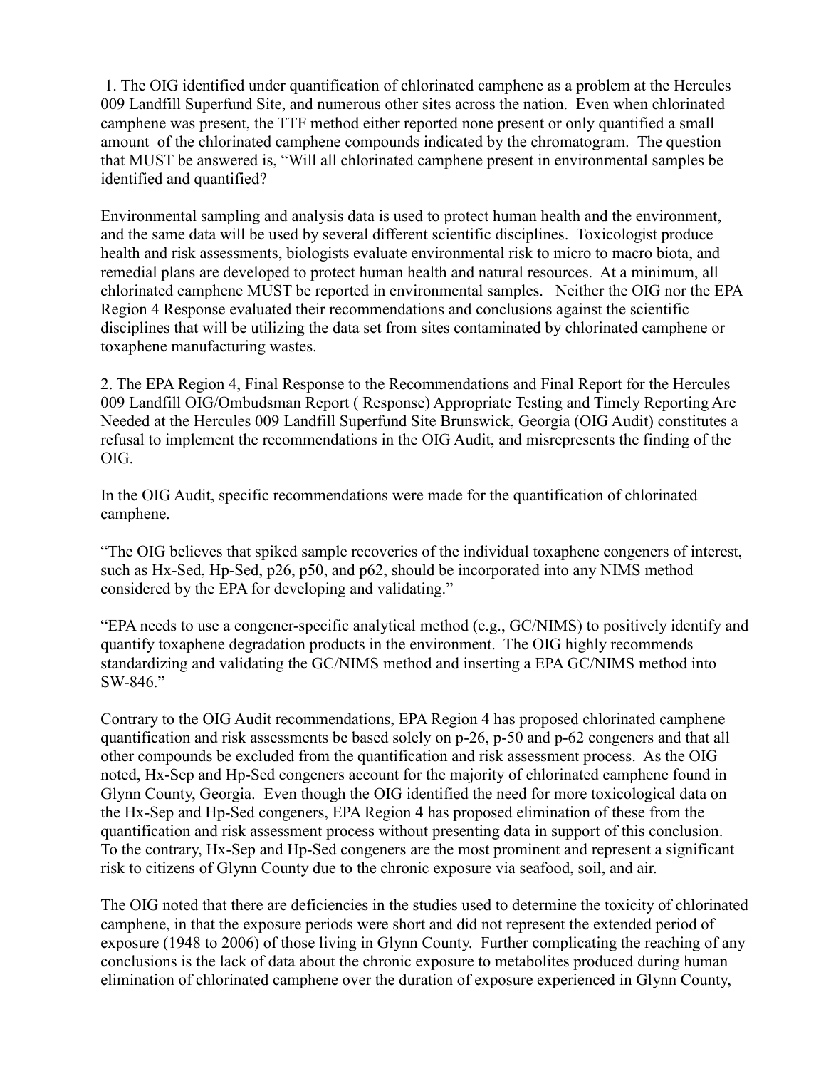1. The OIG identified under quantification of chlorinated camphene as a problem at the Hercules 009 Landfill Superfund Site, and numerous other sites across the nation. Even when chlorinated camphene was present, the TTF method either reported none present or only quantified a small amount of the chlorinated camphene compounds indicated by the chromatogram. The question that MUST be answered is, "Will all chlorinated camphene present in environmental samples be identified and quantified?

Environmental sampling and analysis data is used to protect human health and the environment, and the same data will be used by several different scientific disciplines. Toxicologist produce health and risk assessments, biologists evaluate environmental risk to micro to macro biota, and remedial plans are developed to protect human health and natural resources. At a minimum, all chlorinated camphene MUST be reported in environmental samples. Neither the OIG nor the EPA Region 4 Response evaluated their recommendations and conclusions against the scientific disciplines that will be utilizing the data set from sites contaminated by chlorinated camphene or toxaphene manufacturing wastes.

2. The EPA Region 4, Final Response to the Recommendations and Final Report for the Hercules 009 Landfill OIG/Ombudsman Report ( Response) Appropriate Testing and Timely Reporting Are Needed at the Hercules 009 Landfill Superfund Site Brunswick, Georgia (OIG Audit) constitutes a refusal to implement the recommendations in the OIG Audit, and misrepresents the finding of the OIG.

In the OIG Audit, specific recommendations were made for the quantification of chlorinated camphene.

"The OIG believes that spiked sample recoveries of the individual toxaphene congeners of interest, such as Hx-Sed, Hp-Sed, p26, p50, and p62, should be incorporated into any NIMS method considered by the EPA for developing and validating."

"EPA needs to use a congener-specific analytical method (e.g., GC/NIMS) to positively identify and quantify toxaphene degradation products in the environment. The OIG highly recommends standardizing and validating the GC/NIMS method and inserting a EPA GC/NIMS method into SW-846."

Contrary to the OIG Audit recommendations, EPA Region 4 has proposed chlorinated camphene quantification and risk assessments be based solely on p-26, p-50 and p-62 congeners and that all other compounds be excluded from the quantification and risk assessment process. As the OIG noted, Hx-Sep and Hp-Sed congeners account for the majority of chlorinated camphene found in Glynn County, Georgia. Even though the OIG identified the need for more toxicological data on the Hx-Sep and Hp-Sed congeners, EPA Region 4 has proposed elimination of these from the quantification and risk assessment process without presenting data in support of this conclusion. To the contrary, Hx-Sep and Hp-Sed congeners are the most prominent and represent a significant risk to citizens of Glynn County due to the chronic exposure via seafood, soil, and air.

The OIG noted that there are deficiencies in the studies used to determine the toxicity of chlorinated camphene, in that the exposure periods were short and did not represent the extended period of exposure (1948 to 2006) of those living in Glynn County. Further complicating the reaching of any conclusions is the lack of data about the chronic exposure to metabolites produced during human elimination of chlorinated camphene over the duration of exposure experienced in Glynn County,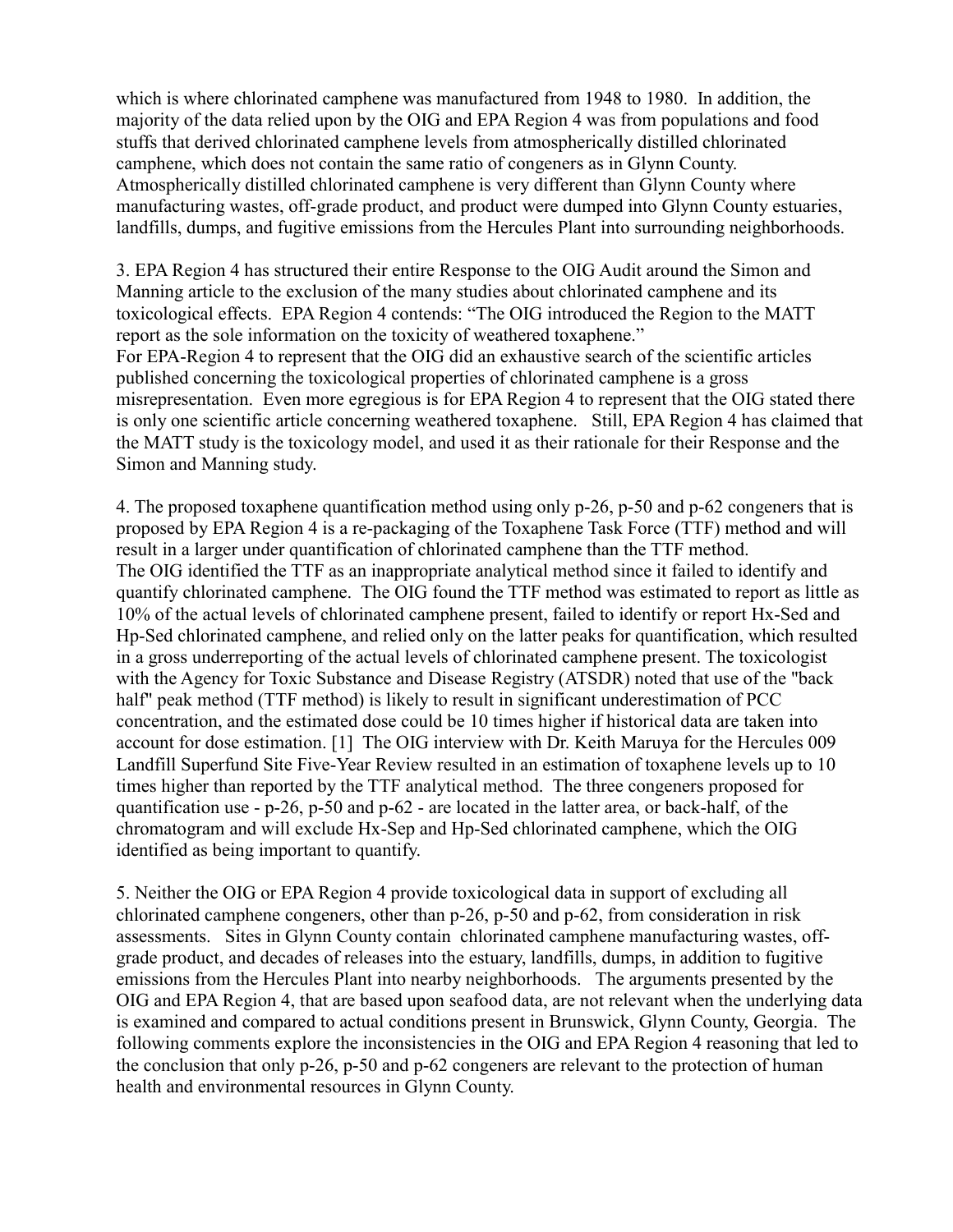which is where chlorinated camphene was manufactured from 1948 to 1980. In addition, the majority of the data relied upon by the OIG and EPA Region 4 was from populations and food stuffs that derived chlorinated camphene levels from atmospherically distilled chlorinated camphene, which does not contain the same ratio of congeners as in Glynn County. Atmospherically distilled chlorinated camphene is very different than Glynn County where manufacturing wastes, off-grade product, and product were dumped into Glynn County estuaries, landfills, dumps, and fugitive emissions from the Hercules Plant into surrounding neighborhoods.

3. EPA Region 4 has structured their entire Response to the OIG Audit around the Simon and Manning article to the exclusion of the many studies about chlorinated camphene and its toxicological effects. EPA Region 4 contends: "The OIG introduced the Region to the MATT report as the sole information on the toxicity of weathered toxaphene."
For EPA-Region 4 to represent that the OIG did an exhaustive search of the scientific articles published concerning the toxicological properties of chlorinated camphene is a gross misrepresentation. Even more egregious is for EPA Region 4 to represent that the OIG stated there is only one scientific article concerning weathered toxaphene. Still, EPA Region 4 has claimed that the MATT study is the toxicology model, and used it as their rationale for their Response and the Simon and Manning study.

4. The proposed toxaphene quantification method using only p-26, p-50 and p-62 congeners that is proposed by EPA Region 4 is a re-packaging of the Toxaphene Task Force (TTF) method and will result in a larger under quantification of chlorinated camphene than the TTF method.
The OIG identified the TTF as an inappropriate analytical method since it failed to identify and quantify chlorinated camphene. The OIG found the TTF method was estimated to report as little as 10% of the actual levels of chlorinated camphene present, failed to identify or report Hx-Sed and Hp-Sed chlorinated camphene, and relied only on the latter peaks for quantification, which resulted in a gross underreporting of the actual levels of chlorinated camphene present. The toxicologist with the Agency for Toxic Substance and Disease Registry (ATSDR) noted that use of the "back half" peak method (TTF method) is likely to result in significant underestimation of PCC concentration, and the estimated dose could be 10 times higher if historical data are taken into account for dose estimation. [1] The OIG interview with Dr. Keith Maruya for the Hercules 009 Landfill Superfund Site Five-Year Review resulted in an estimation of toxaphene levels up to 10 times higher than reported by the TTF analytical method. The three congeners proposed for quantification use - p-26, p-50 and p-62 - are located in the latter area, or back-half, of the chromatogram and will exclude Hx-Sep and Hp-Sed chlorinated camphene, which the OIG identified as being important to quantify.

5. Neither the OIG or EPA Region 4 provide toxicological data in support of excluding all chlorinated camphene congeners, other than p-26, p-50 and p-62, from consideration in risk assessments. Sites in Glynn County contain chlorinated camphene manufacturing wastes, off-grade product, and decades of releases into the estuary, landfills, dumps, in addition to fugitive emissions from the Hercules Plant into nearby neighborhoods. The arguments presented by the OIG and EPA Region 4, that are based upon seafood data, are not relevant when the underlying data is examined and compared to actual conditions present in Brunswick, Glynn County, Georgia. The following comments explore the inconsistencies in the OIG and EPA Region 4 reasoning that led to the conclusion that only p-26, p-50 and p-62 congeners are relevant to the protection of human health and environmental resources in Glynn County.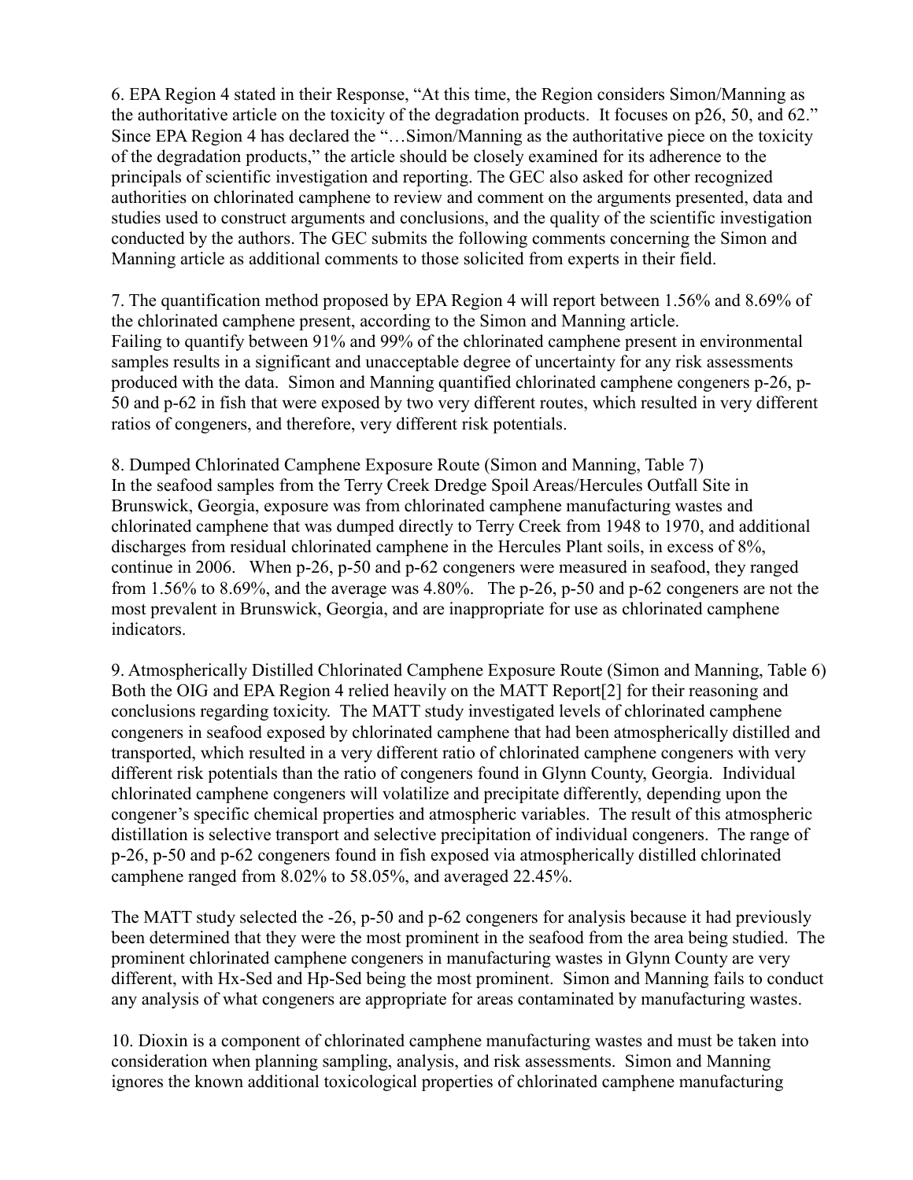6. EPA Region 4 stated in their Response, "At this time, the Region considers Simon/Manning as the authoritative article on the toxicity of the degradation products. It focuses on p26, 50, and 62." Since EPA Region 4 has declared the "…Simon/Manning as the authoritative piece on the toxicity of the degradation products," the article should be closely examined for its adherence to the principals of scientific investigation and reporting. The GEC also asked for other recognized authorities on chlorinated camphene to review and comment on the arguments presented, data and studies used to construct arguments and conclusions, and the quality of the scientific investigation conducted by the authors. The GEC submits the following comments concerning the Simon and Manning article as additional comments to those solicited from experts in their field.

7. The quantification method proposed by EPA Region 4 will report between 1.56% and 8.69% of the chlorinated camphene present, according to the Simon and Manning article. Failing to quantify between 91% and 99% of the chlorinated camphene present in environmental samples results in a significant and unacceptable degree of uncertainty for any risk assessments produced with the data. Simon and Manning quantified chlorinated camphene congeners p-26, p-50 and p-62 in fish that were exposed by two very different routes, which resulted in very different ratios of congeners, and therefore, very different risk potentials.

8. Dumped Chlorinated Camphene Exposure Route (Simon and Manning, Table 7) In the seafood samples from the Terry Creek Dredge Spoil Areas/Hercules Outfall Site in Brunswick, Georgia, exposure was from chlorinated camphene manufacturing wastes and chlorinated camphene that was dumped directly to Terry Creek from 1948 to 1970, and additional discharges from residual chlorinated camphene in the Hercules Plant soils, in excess of 8%, continue in 2006. When p-26, p-50 and p-62 congeners were measured in seafood, they ranged from 1.56% to 8.69%, and the average was 4.80%. The p-26, p-50 and p-62 congeners are not the most prevalent in Brunswick, Georgia, and are inappropriate for use as chlorinated camphene indicators.

9. Atmospherically Distilled Chlorinated Camphene Exposure Route (Simon and Manning, Table 6) Both the OIG and EPA Region 4 relied heavily on the MATT Report[2] for their reasoning and conclusions regarding toxicity. The MATT study investigated levels of chlorinated camphene congeners in seafood exposed by chlorinated camphene that had been atmospherically distilled and transported, which resulted in a very different ratio of chlorinated camphene congeners with very different risk potentials than the ratio of congeners found in Glynn County, Georgia. Individual chlorinated camphene congeners will volatilize and precipitate differently, depending upon the congener's specific chemical properties and atmospheric variables. The result of this atmospheric distillation is selective transport and selective precipitation of individual congeners. The range of p-26, p-50 and p-62 congeners found in fish exposed via atmospherically distilled chlorinated camphene ranged from 8.02% to 58.05%, and averaged 22.45%.

The MATT study selected the -26, p-50 and p-62 congeners for analysis because it had previously been determined that they were the most prominent in the seafood from the area being studied. The prominent chlorinated camphene congeners in manufacturing wastes in Glynn County are very different, with Hx-Sed and Hp-Sed being the most prominent. Simon and Manning fails to conduct any analysis of what congeners are appropriate for areas contaminated by manufacturing wastes.

10. Dioxin is a component of chlorinated camphene manufacturing wastes and must be taken into consideration when planning sampling, analysis, and risk assessments. Simon and Manning ignores the known additional toxicological properties of chlorinated camphene manufacturing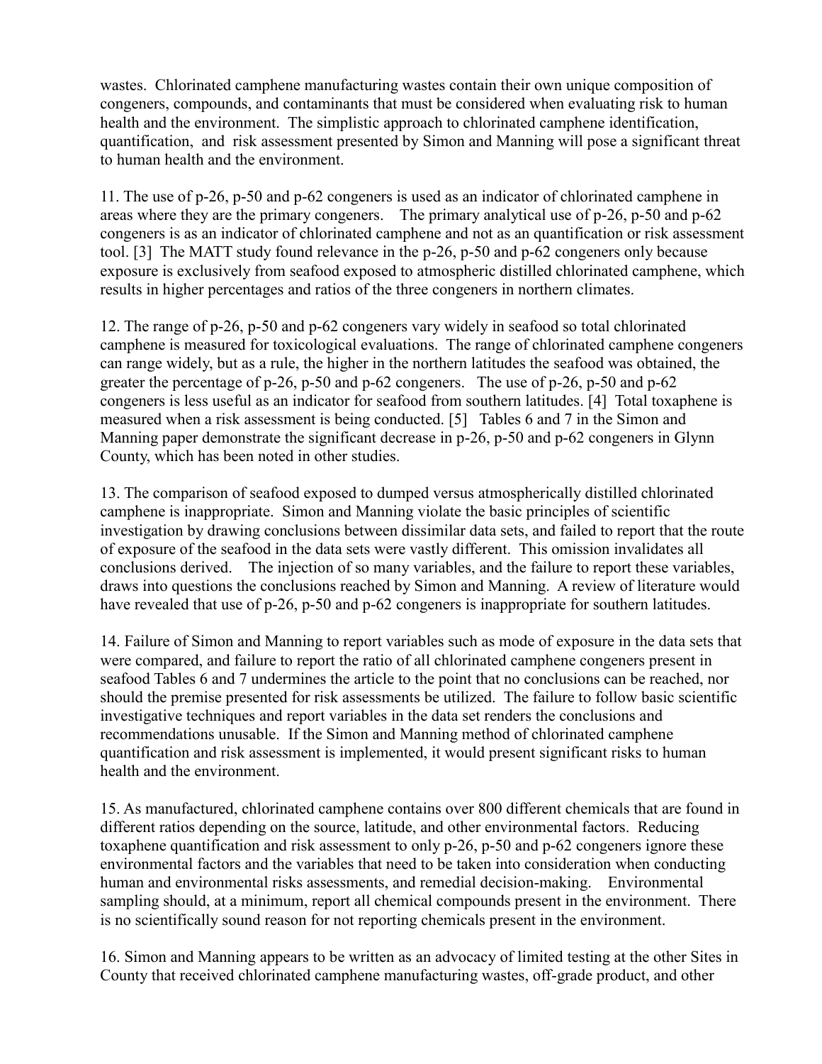wastes. Chlorinated camphene manufacturing wastes contain their own unique composition of congeners, compounds, and contaminants that must be considered when evaluating risk to human health and the environment. The simplistic approach to chlorinated camphene identification, quantification, and risk assessment presented by Simon and Manning will pose a significant threat to human health and the environment.

11. The use of p-26, p-50 and p-62 congeners is used as an indicator of chlorinated camphene in areas where they are the primary congeners. The primary analytical use of p-26, p-50 and p-62 congeners is as an indicator of chlorinated camphene and not as an quantification or risk assessment tool. [3] The MATT study found relevance in the p-26, p-50 and p-62 congeners only because exposure is exclusively from seafood exposed to atmospheric distilled chlorinated camphene, which results in higher percentages and ratios of the three congeners in northern climates.

12. The range of p-26, p-50 and p-62 congeners vary widely in seafood so total chlorinated camphene is measured for toxicological evaluations. The range of chlorinated camphene congeners can range widely, but as a rule, the higher in the northern latitudes the seafood was obtained, the greater the percentage of p-26, p-50 and p-62 congeners. The use of p-26, p-50 and p-62 congeners is less useful as an indicator for seafood from southern latitudes. [4] Total toxaphene is measured when a risk assessment is being conducted. [5] Tables 6 and 7 in the Simon and Manning paper demonstrate the significant decrease in p-26, p-50 and p-62 congeners in Glynn County, which has been noted in other studies.

13. The comparison of seafood exposed to dumped versus atmospherically distilled chlorinated camphene is inappropriate. Simon and Manning violate the basic principles of scientific investigation by drawing conclusions between dissimilar data sets, and failed to report that the route of exposure of the seafood in the data sets were vastly different. This omission invalidates all conclusions derived. The injection of so many variables, and the failure to report these variables, draws into questions the conclusions reached by Simon and Manning. A review of literature would have revealed that use of p-26, p-50 and p-62 congeners is inappropriate for southern latitudes.

14. Failure of Simon and Manning to report variables such as mode of exposure in the data sets that were compared, and failure to report the ratio of all chlorinated camphene congeners present in seafood Tables 6 and 7 undermines the article to the point that no conclusions can be reached, nor should the premise presented for risk assessments be utilized. The failure to follow basic scientific investigative techniques and report variables in the data set renders the conclusions and recommendations unusable. If the Simon and Manning method of chlorinated camphene quantification and risk assessment is implemented, it would present significant risks to human health and the environment.

15. As manufactured, chlorinated camphene contains over 800 different chemicals that are found in different ratios depending on the source, latitude, and other environmental factors. Reducing toxaphene quantification and risk assessment to only p-26, p-50 and p-62 congeners ignore these environmental factors and the variables that need to be taken into consideration when conducting human and environmental risks assessments, and remedial decision-making. Environmental sampling should, at a minimum, report all chemical compounds present in the environment. There is no scientifically sound reason for not reporting chemicals present in the environment.

16. Simon and Manning appears to be written as an advocacy of limited testing at the other Sites in County that received chlorinated camphene manufacturing wastes, off-grade product, and other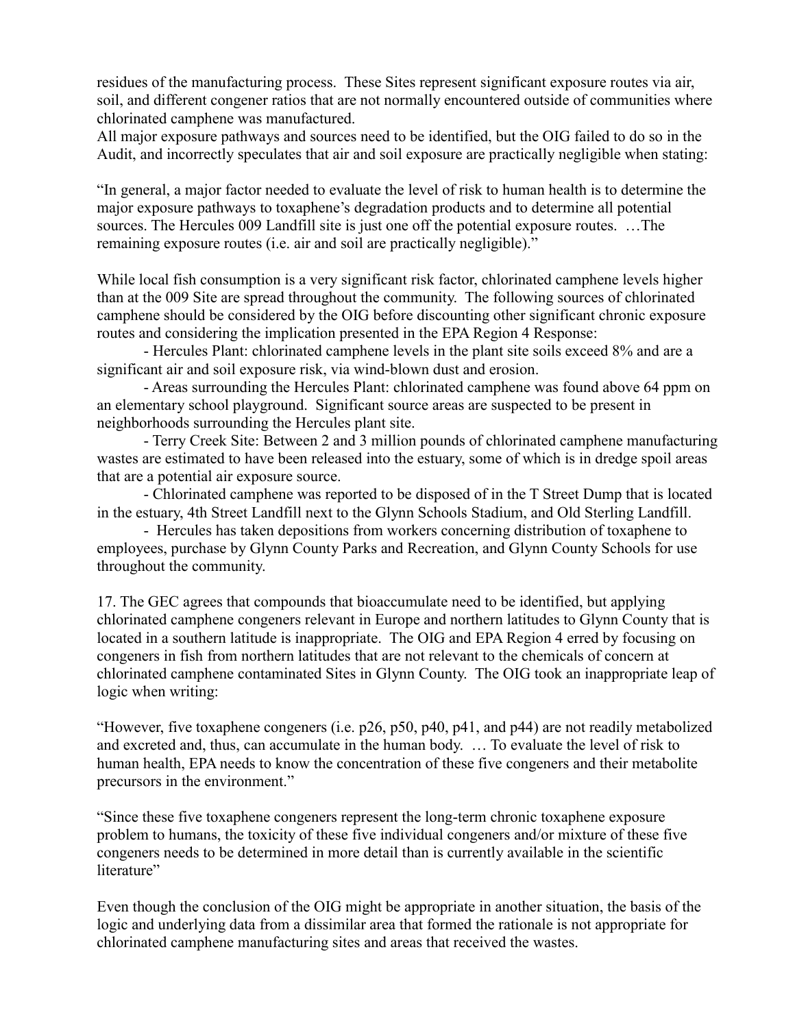residues of the manufacturing process. These Sites represent significant exposure routes via air, soil, and different congener ratios that are not normally encountered outside of communities where chlorinated camphene was manufactured.
All major exposure pathways and sources need to be identified, but the OIG failed to do so in the Audit, and incorrectly speculates that air and soil exposure are practically negligible when stating:

"In general, a major factor needed to evaluate the level of risk to human health is to determine the major exposure pathways to toxaphene's degradation products and to determine all potential sources. The Hercules 009 Landfill site is just one off the potential exposure routes. …The remaining exposure routes (i.e. air and soil are practically negligible)."

While local fish consumption is a very significant risk factor, chlorinated camphene levels higher than at the 009 Site are spread throughout the community. The following sources of chlorinated camphene should be considered by the OIG before discounting other significant chronic exposure routes and considering the implication presented in the EPA Region 4 Response:

- Hercules Plant: chlorinated camphene levels in the plant site soils exceed 8% and are a significant air and soil exposure risk, via wind-blown dust and erosion.
- Areas surrounding the Hercules Plant: chlorinated camphene was found above 64 ppm on an elementary school playground. Significant source areas are suspected to be present in neighborhoods surrounding the Hercules plant site.
- Terry Creek Site: Between 2 and 3 million pounds of chlorinated camphene manufacturing wastes are estimated to have been released into the estuary, some of which is in dredge spoil areas that are a potential air exposure source.
- Chlorinated camphene was reported to be disposed of in the T Street Dump that is located in the estuary, 4th Street Landfill next to the Glynn Schools Stadium, and Old Sterling Landfill.
- Hercules has taken depositions from workers concerning distribution of toxaphene to employees, purchase by Glynn County Parks and Recreation, and Glynn County Schools for use throughout the community.

17. The GEC agrees that compounds that bioaccumulate need to be identified, but applying chlorinated camphene congeners relevant in Europe and northern latitudes to Glynn County that is located in a southern latitude is inappropriate. The OIG and EPA Region 4 erred by focusing on congeners in fish from northern latitudes that are not relevant to the chemicals of concern at chlorinated camphene contaminated Sites in Glynn County. The OIG took an inappropriate leap of logic when writing:

"However, five toxaphene congeners (i.e. p26, p50, p40, p41, and p44) are not readily metabolized and excreted and, thus, can accumulate in the human body. … To evaluate the level of risk to human health, EPA needs to know the concentration of these five congeners and their metabolite precursors in the environment."

"Since these five toxaphene congeners represent the long-term chronic toxaphene exposure problem to humans, the toxicity of these five individual congeners and/or mixture of these five congeners needs to be determined in more detail than is currently available in the scientific literature"

Even though the conclusion of the OIG might be appropriate in another situation, the basis of the logic and underlying data from a dissimilar area that formed the rationale is not appropriate for chlorinated camphene manufacturing sites and areas that received the wastes.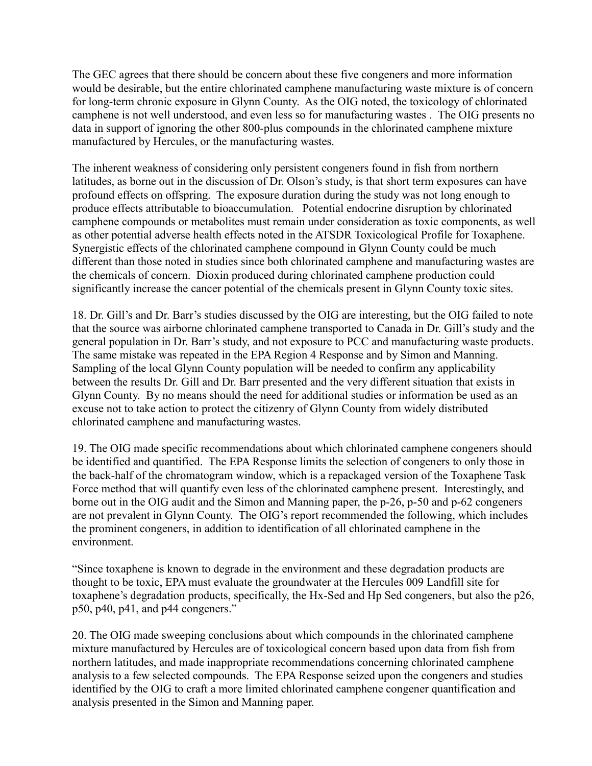The GEC agrees that there should be concern about these five congeners and more information would be desirable, but the entire chlorinated camphene manufacturing waste mixture is of concern for long-term chronic exposure in Glynn County. As the OIG noted, the toxicology of chlorinated camphene is not well understood, and even less so for manufacturing wastes . The OIG presents no data in support of ignoring the other 800-plus compounds in the chlorinated camphene mixture manufactured by Hercules, or the manufacturing wastes.

The inherent weakness of considering only persistent congeners found in fish from northern latitudes, as borne out in the discussion of Dr. Olson's study, is that short term exposures can have profound effects on offspring. The exposure duration during the study was not long enough to produce effects attributable to bioaccumulation. Potential endocrine disruption by chlorinated camphene compounds or metabolites must remain under consideration as toxic components, as well as other potential adverse health effects noted in the ATSDR Toxicological Profile for Toxaphene. Synergistic effects of the chlorinated camphene compound in Glynn County could be much different than those noted in studies since both chlorinated camphene and manufacturing wastes are the chemicals of concern. Dioxin produced during chlorinated camphene production could significantly increase the cancer potential of the chemicals present in Glynn County toxic sites.

18. Dr. Gill's and Dr. Barr's studies discussed by the OIG are interesting, but the OIG failed to note that the source was airborne chlorinated camphene transported to Canada in Dr. Gill's study and the general population in Dr. Barr's study, and not exposure to PCC and manufacturing waste products. The same mistake was repeated in the EPA Region 4 Response and by Simon and Manning. Sampling of the local Glynn County population will be needed to confirm any applicability between the results Dr. Gill and Dr. Barr presented and the very different situation that exists in Glynn County. By no means should the need for additional studies or information be used as an excuse not to take action to protect the citizenry of Glynn County from widely distributed chlorinated camphene and manufacturing wastes.

19. The OIG made specific recommendations about which chlorinated camphene congeners should be identified and quantified. The EPA Response limits the selection of congeners to only those in the back-half of the chromatogram window, which is a repackaged version of the Toxaphene Task Force method that will quantify even less of the chlorinated camphene present. Interestingly, and borne out in the OIG audit and the Simon and Manning paper, the p-26, p-50 and p-62 congeners are not prevalent in Glynn County. The OIG's report recommended the following, which includes the prominent congeners, in addition to identification of all chlorinated camphene in the environment.

"Since toxaphene is known to degrade in the environment and these degradation products are thought to be toxic, EPA must evaluate the groundwater at the Hercules 009 Landfill site for toxaphene's degradation products, specifically, the Hx-Sed and Hp Sed congeners, but also the p26, p50, p40, p41, and p44 congeners."

20. The OIG made sweeping conclusions about which compounds in the chlorinated camphene mixture manufactured by Hercules are of toxicological concern based upon data from fish from northern latitudes, and made inappropriate recommendations concerning chlorinated camphene analysis to a few selected compounds. The EPA Response seized upon the congeners and studies identified by the OIG to craft a more limited chlorinated camphene congener quantification and analysis presented in the Simon and Manning paper.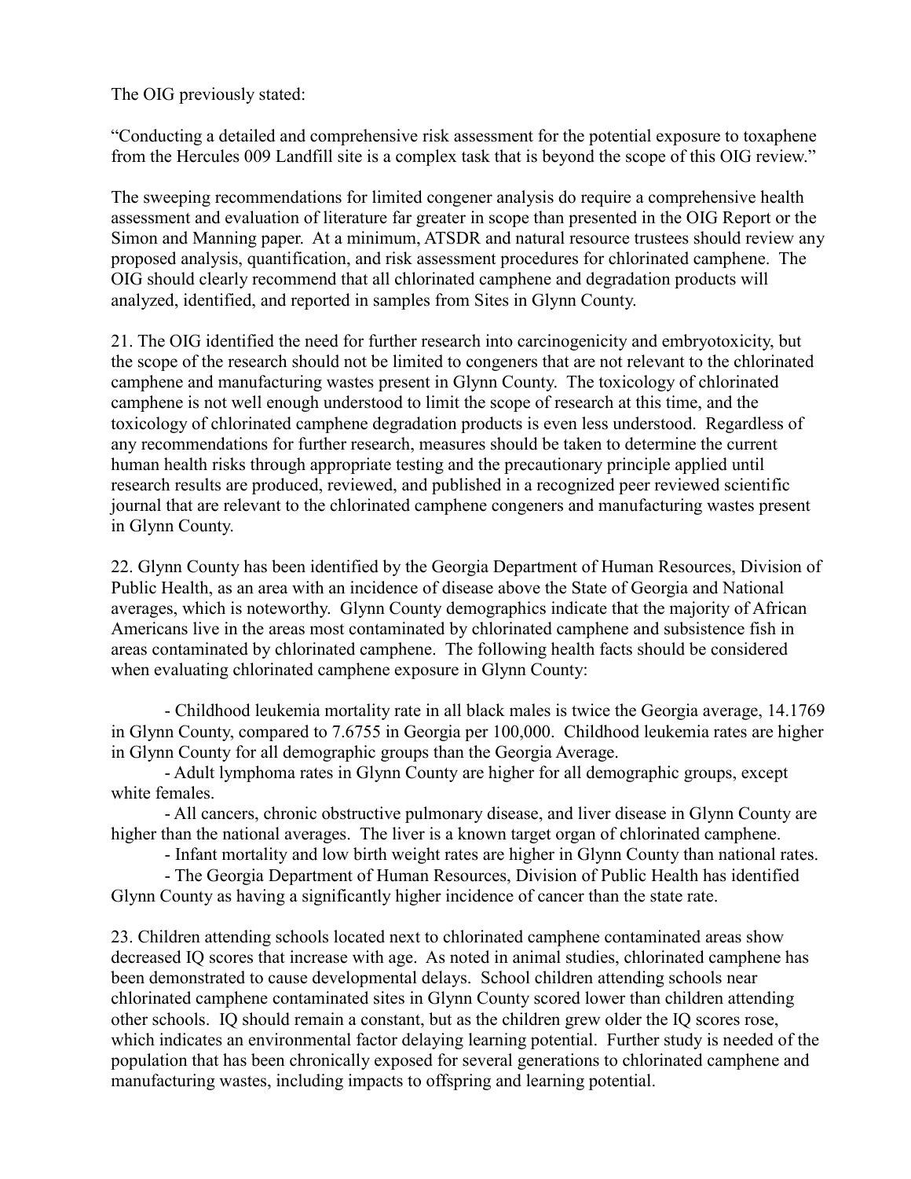The OIG previously stated:

"Conducting a detailed and comprehensive risk assessment for the potential exposure to toxaphene from the Hercules 009 Landfill site is a complex task that is beyond the scope of this OIG review."

The sweeping recommendations for limited congener analysis do require a comprehensive health assessment and evaluation of literature far greater in scope than presented in the OIG Report or the Simon and Manning paper. At a minimum, ATSDR and natural resource trustees should review any proposed analysis, quantification, and risk assessment procedures for chlorinated camphene. The OIG should clearly recommend that all chlorinated camphene and degradation products will analyzed, identified, and reported in samples from Sites in Glynn County.

21. The OIG identified the need for further research into carcinogenicity and embryotoxicity, but the scope of the research should not be limited to congeners that are not relevant to the chlorinated camphene and manufacturing wastes present in Glynn County. The toxicology of chlorinated camphene is not well enough understood to limit the scope of research at this time, and the toxicology of chlorinated camphene degradation products is even less understood. Regardless of any recommendations for further research, measures should be taken to determine the current human health risks through appropriate testing and the precautionary principle applied until research results are produced, reviewed, and published in a recognized peer reviewed scientific journal that are relevant to the chlorinated camphene congeners and manufacturing wastes present in Glynn County.

22. Glynn County has been identified by the Georgia Department of Human Resources, Division of Public Health, as an area with an incidence of disease above the State of Georgia and National averages, which is noteworthy. Glynn County demographics indicate that the majority of African Americans live in the areas most contaminated by chlorinated camphene and subsistence fish in areas contaminated by chlorinated camphene. The following health facts should be considered when evaluating chlorinated camphene exposure in Glynn County:

- Childhood leukemia mortality rate in all black males is twice the Georgia average, 14.1769 in Glynn County, compared to 7.6755 in Georgia per 100,000. Childhood leukemia rates are higher in Glynn County for all demographic groups than the Georgia Average.
- Adult lymphoma rates in Glynn County are higher for all demographic groups, except white females.
- All cancers, chronic obstructive pulmonary disease, and liver disease in Glynn County are higher than the national averages. The liver is a known target organ of chlorinated camphene.
- Infant mortality and low birth weight rates are higher in Glynn County than national rates.
- The Georgia Department of Human Resources, Division of Public Health has identified Glynn County as having a significantly higher incidence of cancer than the state rate.

23. Children attending schools located next to chlorinated camphene contaminated areas show decreased IQ scores that increase with age. As noted in animal studies, chlorinated camphene has been demonstrated to cause developmental delays. School children attending schools near chlorinated camphene contaminated sites in Glynn County scored lower than children attending other schools. IQ should remain a constant, but as the children grew older the IQ scores rose, which indicates an environmental factor delaying learning potential. Further study is needed of the population that has been chronically exposed for several generations to chlorinated camphene and manufacturing wastes, including impacts to offspring and learning potential.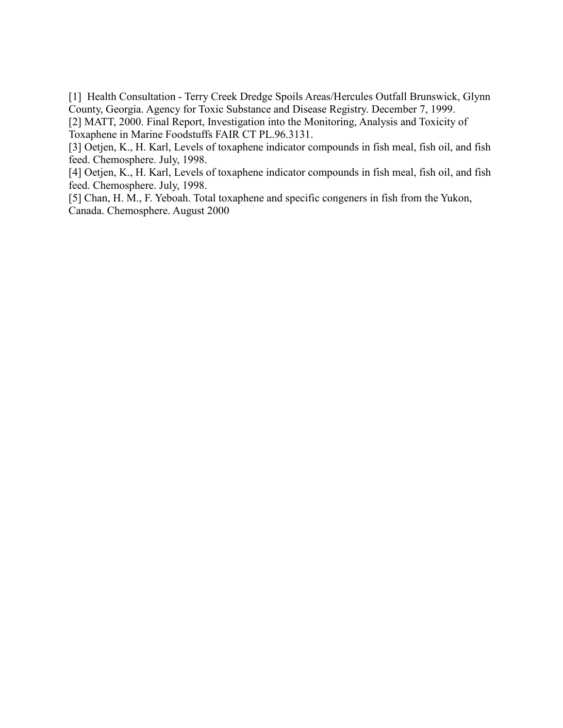[1] Health Consultation - Terry Creek Dredge Spoils Areas/Hercules Outfall Brunswick, Glynn County, Georgia. Agency for Toxic Substance and Disease Registry. December 7, 1999.

[2] MATT, 2000. Final Report, Investigation into the Monitoring, Analysis and Toxicity of Toxaphene in Marine Foodstuffs FAIR CT PL.96.3131.

[3] Oetjen, K., H. Karl, Levels of toxaphene indicator compounds in fish meal, fish oil, and fish feed. Chemosphere. July, 1998.

[4] Oetjen, K., H. Karl, Levels of toxaphene indicator compounds in fish meal, fish oil, and fish feed. Chemosphere. July, 1998.

[5] Chan, H. M., F. Yeboah. Total toxaphene and specific congeners in fish from the Yukon, Canada. Chemosphere. August 2000